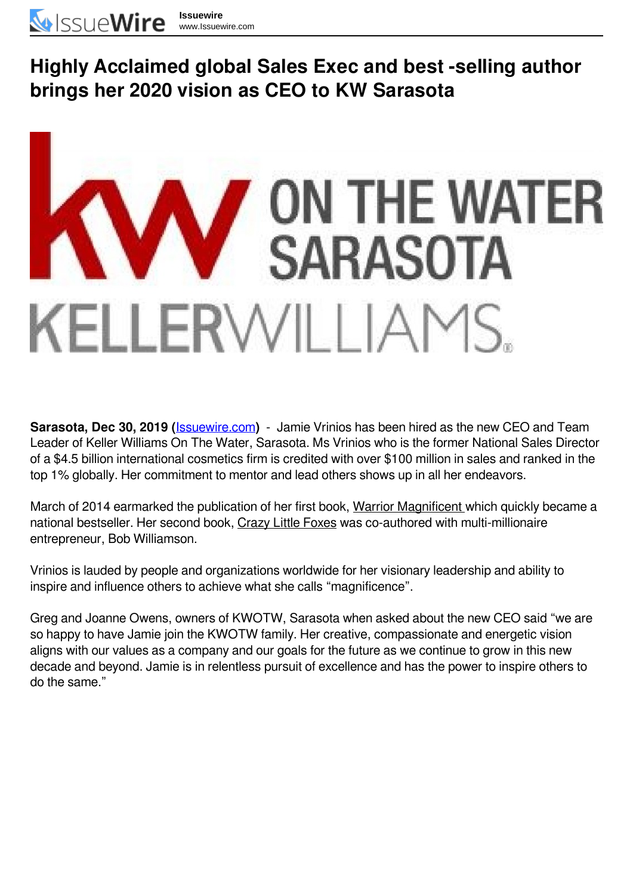# Highly Acclaimed global Sales Exec and best -selling author brings her 2020 vision as CEO to KW Sarasota

**Sarasota, Dec 30, 2019 (Issuewire.com)** - Jamie Vrinios has been hired as the new CEO and Team Leader of Keller Williams On The Water, Sarasota. Ms Vrinios who is the former National Sales Director of a $4.5 billion international cosmetics firm is credited with over $100 million in sales and ranked in the top 1% globally. Her commitment to mentor and lead others shows up in all her endeavors.

March of 2014 earmarked the publication of her first book, Warrior Magnificent which quickly became a national bestseller. Her second book, Crazy Little Foxes was co-authored with multi-millionaire entrepreneur, Bob Williamson.

Vrinios is lauded by people and organizations worldwide for her visionary leadership and ability to inspire and influence others to achieve what she calls "magnificence".

Greg and Joanne Owens, owners of KWOTW, Sarasota when asked about the new CEO said "we are so happy to have Jamie join the KWOTW family. Her creative, compassionate and energetic vision aligns with our values as a company and our goals for the future as we continue to grow in this new decade and beyond. Jamie is in relentless pursuit of excellence and has the power to inspire others to do the same."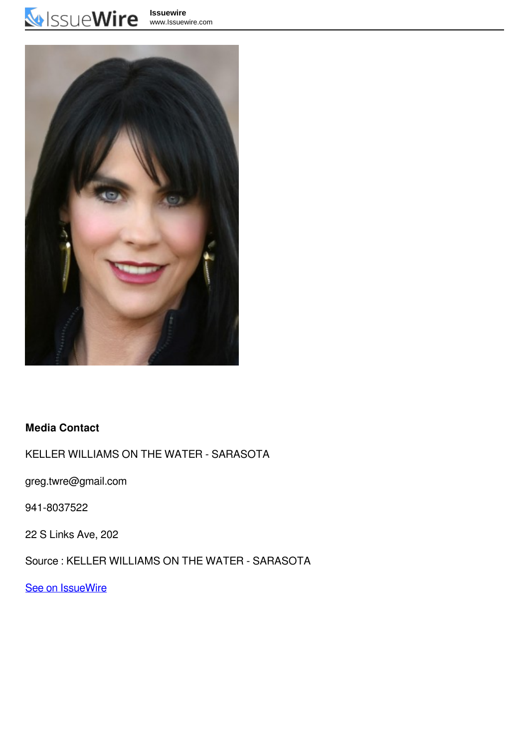**Media Contact**

KELLER WILLIAMS ON THE WATER - SARASOTA

greg.twre@gmail.com

941-8037522

22 S Links Ave, 202

Source : KELLER WILLIAMS ON THE WATER - SARASOTA

See on IssueWire